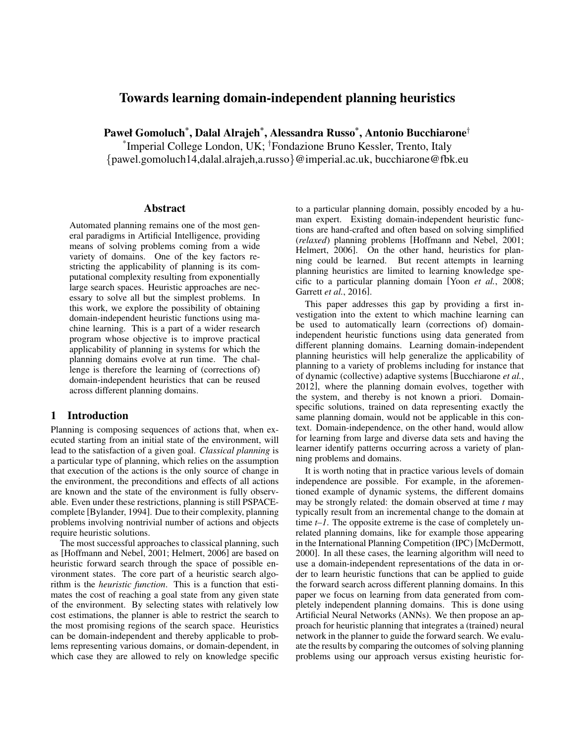# Towards learning domain-independent planning heuristics

**Paweł Gomoluch[*], Dalal Alrajeh[*], Alessandra Russo[*], Antonio Bucchiarone[†]**

[*]Imperial College London, UK; [†]Fondazione Bruno Kessler, Trento, Italy

{pawel.gomoluch14,dalal.alrajeh,a.russo}@imperial.ac.uk, bucchiarone@fbk.eu

## Abstract

Automated planning remains one of the most general paradigms in Artificial Intelligence, providing means of solving problems coming from a wide variety of domains. One of the key factors restricting the applicability of planning is its computational complexity resulting from exponentially large search spaces. Heuristic approaches are necessary to solve all but the simplest problems. In this work, we explore the possibility of obtaining domain-independent heuristic functions using machine learning. This is a part of a wider research program whose objective is to improve practical applicability of planning in systems for which the planning domains evolve at run time. The challenge is therefore the learning of (corrections of) domain-independent heuristics that can be reused across different planning domains.

## 1 Introduction

Planning is composing sequences of actions that, when executed starting from an initial state of the environment, will lead to the satisfaction of a given goal. *Classical planning* is a particular type of planning, which relies on the assumption that execution of the actions is the only source of change in the environment, the preconditions and effects of all actions are known and the state of the environment is fully observable. Even under these restrictions, planning is still PSPACE-complete [Bylander, 1994]. Due to their complexity, planning problems involving nontrivial number of actions and objects require heuristic solutions.

The most successful approaches to classical planning, such as [Hoffmann and Nebel, 2001; Helmert, 2006] are based on heuristic forward search through the space of possible environment states. The core part of a heuristic search algorithm is the *heuristic function*. This is a function that estimates the cost of reaching a goal state from any given state of the environment. By selecting states with relatively low cost estimations, the planner is able to restrict the search to the most promising regions of the search space. Heuristics can be domain-independent and thereby applicable to problems representing various domains, or domain-dependent, in which case they are allowed to rely on knowledge specific to a particular planning domain, possibly encoded by a human expert. Existing domain-independent heuristic functions are hand-crafted and often based on solving simplified (*relaxed*) planning problems [Hoffmann and Nebel, 2001; Helmert, 2006]. On the other hand, heuristics for planning could be learned. But recent attempts in learning planning heuristics are limited to learning knowledge specific to a particular planning domain [Yoon *et al.*, 2008; Garrett *et al.*, 2016].

This paper addresses this gap by providing a first investigation into the extent to which machine learning can be used to automatically learn (corrections of) domain-independent heuristic functions using data generated from different planning domains. Learning domain-independent planning heuristics will help generalize the applicability of planning to a variety of problems including for instance that of dynamic (collective) adaptive systems [Bucchiarone *et al.*, 2012], where the planning domain evolves, together with the system, and thereby is not known a priori. Domain-specific solutions, trained on data representing exactly the same planning domain, would not be applicable in this context. Domain-independence, on the other hand, would allow for learning from large and diverse data sets and having the learner identify patterns occurring across a variety of planning problems and domains.

It is worth noting that in practice various levels of domain independence are possible. For example, in the aforementioned example of dynamic systems, the different domains may be strongly related: the domain observed at time *t* may typically result from an incremental change to the domain at time *t–1*. The opposite extreme is the case of completely unrelated planning domains, like for example those appearing in the International Planning Competition (IPC) [McDermott, 2000]. In all these cases, the learning algorithm will need to use a domain-independent representations of the data in order to learn heuristic functions that can be applied to guide the forward search across different planning domains. In this paper we focus on learning from data generated from completely independent planning domains. This is done using Artificial Neural Networks (ANNs). We then propose an approach for heuristic planning that integrates a (trained) neural network in the planner to guide the forward search. We evaluate the results by comparing the outcomes of solving planning problems using our approach versus existing heuristic for-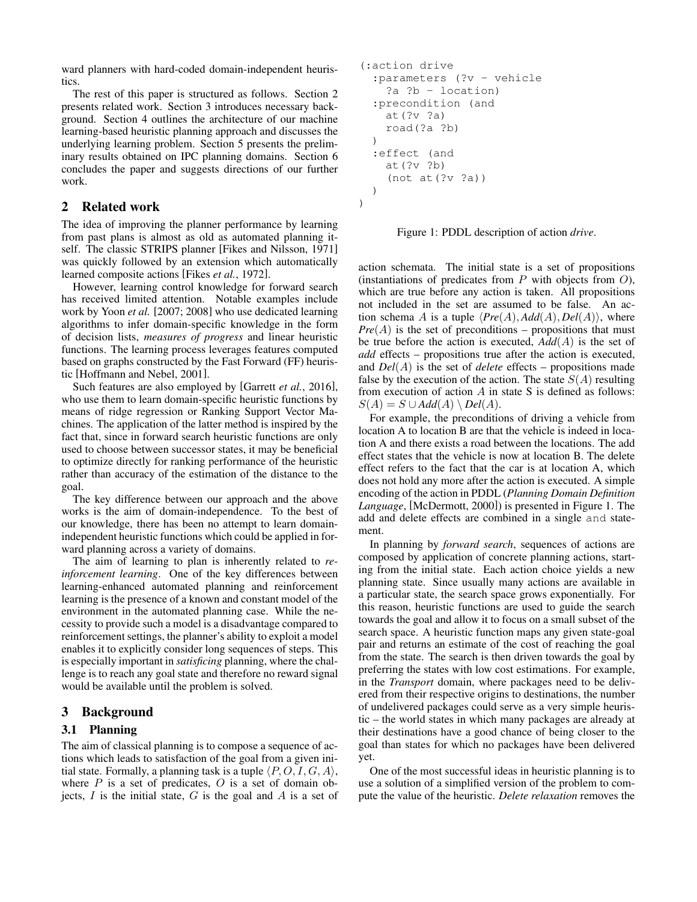ward planners with hard-coded domain-independent heuristics.

The rest of this paper is structured as follows. Section 2 presents related work. Section 3 introduces necessary background. Section 4 outlines the architecture of our machine learning-based heuristic planning approach and discusses the underlying learning problem. Section 5 presents the preliminary results obtained on IPC planning domains. Section 6 concludes the paper and suggests directions of our further work.

## 2 Related work

The idea of improving the planner performance by learning from past plans is almost as old as automated planning itself. The classic STRIPS planner [Fikes and Nilsson, 1971] was quickly followed by an extension which automatically learned composite actions [Fikes *et al.*, 1972].

However, learning control knowledge for forward search has received limited attention. Notable examples include work by Yoon *et al.* [2007; 2008] who use dedicated learning algorithms to infer domain-specific knowledge in the form of decision lists, *measures of progress* and linear heuristic functions. The learning process leverages features computed based on graphs constructed by the Fast Forward (FF) heuristic [Hoffmann and Nebel, 2001].

Such features are also employed by [Garrett *et al.*, 2016], who use them to learn domain-specific heuristic functions by means of ridge regression or Ranking Support Vector Machines. The application of the latter method is inspired by the fact that, since in forward search heuristic functions are only used to choose between successor states, it may be beneficial to optimize directly for ranking performance of the heuristic rather than accuracy of the estimation of the distance to the goal.

The key difference between our approach and the above works is the aim of domain-independence. To the best of our knowledge, there has been no attempt to learn domain-independent heuristic functions which could be applied in forward planning across a variety of domains.

The aim of learning to plan is inherently related to *reinforcement learning*. One of the key differences between learning-enhanced automated planning and reinforcement learning is the presence of a known and constant model of the environment in the automated planning case. While the necessity to provide such a model is a disadvantage compared to reinforcement settings, the planner's ability to exploit a model enables it to explicitly consider long sequences of steps. This is especially important in *satisficing* planning, where the challenge is to reach any goal state and therefore no reward signal would be available until the problem is solved.

## 3 Background

### 3.1 Planning

The aim of classical planning is to compose a sequence of actions which leads to satisfaction of the goal from a given initial state. Formally, a planning task is a tuple $\langle P, O, I, G, A \rangle$, where $P$ is a set of predicates, $O$ is a set of domain objects, $I$ is the initial state, $G$ is the goal and $A$ is a set of action schemata. The initial state is a set of propositions (instantiations of predicates from $P$ with objects from $O$), which are true before any action is taken. All propositions not included in the set are assumed to be false. An action schema $A$ is a tuple $\langle Pre(A), Add(A), Del(A) \rangle$, where $Pre(A)$ is the set of preconditions – propositions that must be true before the action is executed, $Add(A)$ is the set of *add* effects – propositions true after the action is executed, and $Del(A)$ is the set of *delete* effects – propositions made false by the execution of the action. The state $S(A)$ resulting from execution of action $A$ in state S is defined as follows: $S(A) = S \cup Add(A) \setminus Del(A)$.

```
(:action drive
  :parameters (?v - vehicle
    ?a ?b - location)
  :precondition (and
    at(?v ?a)
    road(?a ?b)
  )
  :effect (and
    at(?v ?b)
    (not at(?v ?a))
  )
)
```

Figure 1: PDDL description of action *drive*.

For example, the preconditions of driving a vehicle from location A to location B are that the vehicle is indeed in location A and there exists a road between the locations. The add effect states that the vehicle is now at location B. The delete effect refers to the fact that the car is at location A, which does not hold any more after the action is executed. A simple encoding of the action in PDDL (*Planning Domain Definition Language*, [McDermott, 2000]) is presented in Figure 1. The add and delete effects are combined in a single `and` statement.

In planning by *forward search*, sequences of actions are composed by application of concrete planning actions, starting from the initial state. Each action choice yields a new planning state. Since usually many actions are available in a particular state, the search space grows exponentially. For this reason, heuristic functions are used to guide the search towards the goal and allow it to focus on a small subset of the search space. A heuristic function maps any given state-goal pair and returns an estimate of the cost of reaching the goal from the state. The search is then driven towards the goal by preferring the states with low cost estimations. For example, in the *Transport* domain, where packages need to be delivered from their respective origins to destinations, the number of undelivered packages could serve as a very simple heuristic – the world states in which many packages are already at their destinations have a good chance of being closer to the goal than states for which no packages have been delivered yet.

One of the most successful ideas in heuristic planning is to use a solution of a simplified version of the problem to compute the value of the heuristic. *Delete relaxation* removes the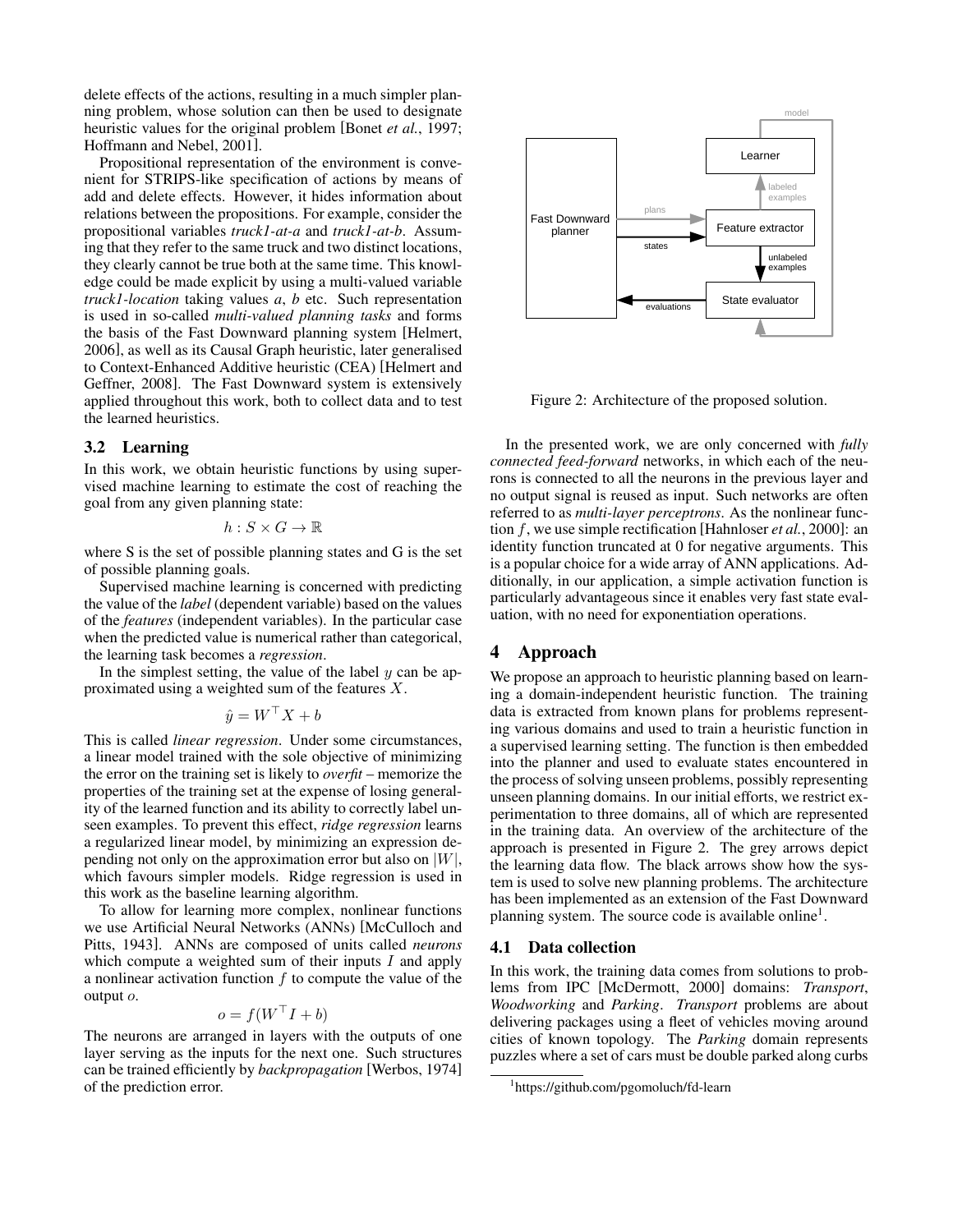delete effects of the actions, resulting in a much simpler planning problem, whose solution can then be used to designate heuristic values for the original problem [Bonet *et al.*, 1997; Hoffmann and Nebel, 2001].

Propositional representation of the environment is convenient for STRIPS-like specification of actions by means of add and delete effects. However, it hides information about relations between the propositions. For example, consider the propositional variables *truck1-at-a* and *truck1-at-b*. Assuming that they refer to the same truck and two distinct locations, they clearly cannot be true both at the same time. This knowledge could be made explicit by using a multi-valued variable *truck1-location* taking values *a*, *b* etc. Such representation is used in so-called *multi-valued planning tasks* and forms the basis of the Fast Downward planning system [Helmert, 2006], as well as its Causal Graph heuristic, later generalised to Context-Enhanced Additive heuristic (CEA) [Helmert and Geffner, 2008]. The Fast Downward system is extensively applied throughout this work, both to collect data and to test the learned heuristics.

### 3.2 Learning

In this work, we obtain heuristic functions by using supervised machine learning to estimate the cost of reaching the goal from any given planning state:

$$h : S \times G \to \mathbb{R}$$

where S is the set of possible planning states and G is the set of possible planning goals.

Supervised machine learning is concerned with predicting the value of the *label* (dependent variable) based on the values of the *features* (independent variables). In the particular case when the predicted value is numerical rather than categorical, the learning task becomes a *regression*.

In the simplest setting, the value of the label $y$ can be approximated using a weighted sum of the features $X$.

$$\hat{y} = W^\top X + b$$

This is called *linear regression*. Under some circumstances, a linear model trained with the sole objective of minimizing the error on the training set is likely to *overfit* – memorize the properties of the training set at the expense of losing generality of the learned function and its ability to correctly label unseen examples. To prevent this effect, *ridge regression* learns a regularized linear model, by minimizing an expression depending not only on the approximation error but also on $|W|$, which favours simpler models. Ridge regression is used in this work as the baseline learning algorithm.

To allow for learning more complex, nonlinear functions we use Artificial Neural Networks (ANNs) [McCulloch and Pitts, 1943]. ANNs are composed of units called *neurons* which compute a weighted sum of their inputs $I$ and apply a nonlinear activation function $f$ to compute the value of the output $o$.

$$o = f(W^\top I + b)$$

The neurons are arranged in layers with the outputs of one layer serving as the inputs for the next one. Such structures can be trained efficiently by *backpropagation* [Werbos, 1974] of the prediction error.

Figure 2: Architecture of the proposed solution.

In the presented work, we are only concerned with *fully connected feed-forward* networks, in which each of the neurons is connected to all the neurons in the previous layer and no output signal is reused as input. Such networks are often referred to as *multi-layer perceptrons*. As the nonlinear function $f$, we use simple rectification [Hahnloser *et al.*, 2000]: an identity function truncated at 0 for negative arguments. This is a popular choice for a wide array of ANN applications. Additionally, in our application, a simple activation function is particularly advantageous since it enables very fast state evaluation, with no need for exponentiation operations.

## 4 Approach

We propose an approach to heuristic planning based on learning a domain-independent heuristic function. The training data is extracted from known plans for problems representing various domains and used to train a heuristic function in a supervised learning setting. The function is then embedded into the planner and used to evaluate states encountered in the process of solving unseen problems, possibly representing unseen planning domains. In our initial efforts, we restrict experimentation to three domains, all of which are represented in the training data. An overview of the architecture of the approach is presented in Figure 2. The grey arrows depict the learning data flow. The black arrows show how the system is used to solve new planning problems. The architecture has been implemented as an extension of the Fast Downward planning system. The source code is available online[1].

### 4.1 Data collection

In this work, the training data comes from solutions to problems from IPC [McDermott, 2000] domains: *Transport*, *Woodworking* and *Parking*. *Transport* problems are about delivering packages using a fleet of vehicles moving around cities of known topology. The *Parking* domain represents puzzles where a set of cars must be double parked along curbs

[1] https://github.com/pgomoluch/fd-learn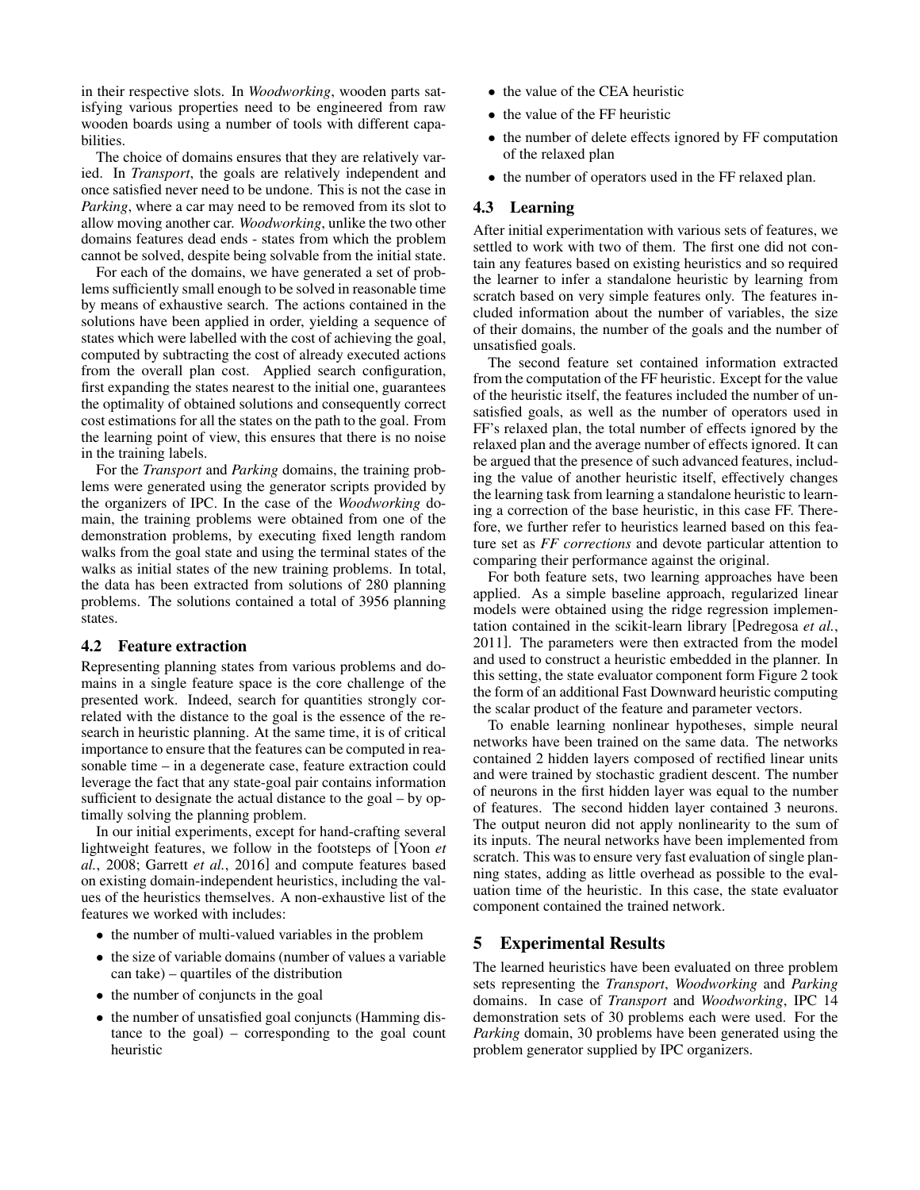in their respective slots. In *Woodworking*, wooden parts satisfying various properties need to be engineered from raw wooden boards using a number of tools with different capabilities.

The choice of domains ensures that they are relatively varied. In *Transport*, the goals are relatively independent and once satisfied never need to be undone. This is not the case in *Parking*, where a car may need to be removed from its slot to allow moving another car. *Woodworking*, unlike the two other domains features dead ends - states from which the problem cannot be solved, despite being solvable from the initial state.

For each of the domains, we have generated a set of problems sufficiently small enough to be solved in reasonable time by means of exhaustive search. The actions contained in the solutions have been applied in order, yielding a sequence of states which were labelled with the cost of achieving the goal, computed by subtracting the cost of already executed actions from the overall plan cost. Applied search configuration, first expanding the states nearest to the initial one, guarantees the optimality of obtained solutions and consequently correct cost estimations for all the states on the path to the goal. From the learning point of view, this ensures that there is no noise in the training labels.

For the *Transport* and *Parking* domains, the training problems were generated using the generator scripts provided by the organizers of IPC. In the case of the *Woodworking* domain, the training problems were obtained from one of the demonstration problems, by executing fixed length random walks from the goal state and using the terminal states of the walks as initial states of the new training problems. In total, the data has been extracted from solutions of 280 planning problems. The solutions contained a total of 3956 planning states.

### 4.2 Feature extraction

Representing planning states from various problems and domains in a single feature space is the core challenge of the presented work. Indeed, search for quantities strongly correlated with the distance to the goal is the essence of the research in heuristic planning. At the same time, it is of critical importance to ensure that the features can be computed in reasonable time – in a degenerate case, feature extraction could leverage the fact that any state-goal pair contains information sufficient to designate the actual distance to the goal – by optimally solving the planning problem.

In our initial experiments, except for hand-crafting several lightweight features, we follow in the footsteps of [Yoon *et al.*, 2008; Garrett *et al.*, 2016] and compute features based on existing domain-independent heuristics, including the values of the heuristics themselves. A non-exhaustive list of the features we worked with includes:

- the number of multi-valued variables in the problem
- the size of variable domains (number of values a variable can take) – quartiles of the distribution
- the number of conjuncts in the goal
- the number of unsatisfied goal conjuncts (Hamming distance to the goal) – corresponding to the goal count heuristic
- the value of the CEA heuristic
- the value of the FF heuristic
- the number of delete effects ignored by FF computation of the relaxed plan
- the number of operators used in the FF relaxed plan.

### 4.3 Learning

After initial experimentation with various sets of features, we settled to work with two of them. The first one did not contain any features based on existing heuristics and so required the learner to infer a standalone heuristic by learning from scratch based on very simple features only. The features included information about the number of variables, the size of their domains, the number of the goals and the number of unsatisfied goals.

The second feature set contained information extracted from the computation of the FF heuristic. Except for the value of the heuristic itself, the features included the number of unsatisfied goals, as well as the number of operators used in FF's relaxed plan, the total number of effects ignored by the relaxed plan and the average number of effects ignored. It can be argued that the presence of such advanced features, including the value of another heuristic itself, effectively changes the learning task from learning a standalone heuristic to learning a correction of the base heuristic, in this case FF. Therefore, we further refer to heuristics learned based on this feature set as *FF corrections* and devote particular attention to comparing their performance against the original.

For both feature sets, two learning approaches have been applied. As a simple baseline approach, regularized linear models were obtained using the ridge regression implementation contained in the scikit-learn library [Pedregosa *et al.*, 2011]. The parameters were then extracted from the model and used to construct a heuristic embedded in the planner. In this setting, the state evaluator component form Figure 2 took the form of an additional Fast Downward heuristic computing the scalar product of the feature and parameter vectors.

To enable learning nonlinear hypotheses, simple neural networks have been trained on the same data. The networks contained 2 hidden layers composed of rectified linear units and were trained by stochastic gradient descent. The number of neurons in the first hidden layer was equal to the number of features. The second hidden layer contained 3 neurons. The output neuron did not apply nonlinearity to the sum of its inputs. The neural networks have been implemented from scratch. This was to ensure very fast evaluation of single planning states, adding as little overhead as possible to the evaluation time of the heuristic. In this case, the state evaluator component contained the trained network.

## 5 Experimental Results

The learned heuristics have been evaluated on three problem sets representing the *Transport*, *Woodworking* and *Parking* domains. In case of *Transport* and *Woodworking*, IPC 14 demonstration sets of 30 problems each were used. For the *Parking* domain, 30 problems have been generated using the problem generator supplied by IPC organizers.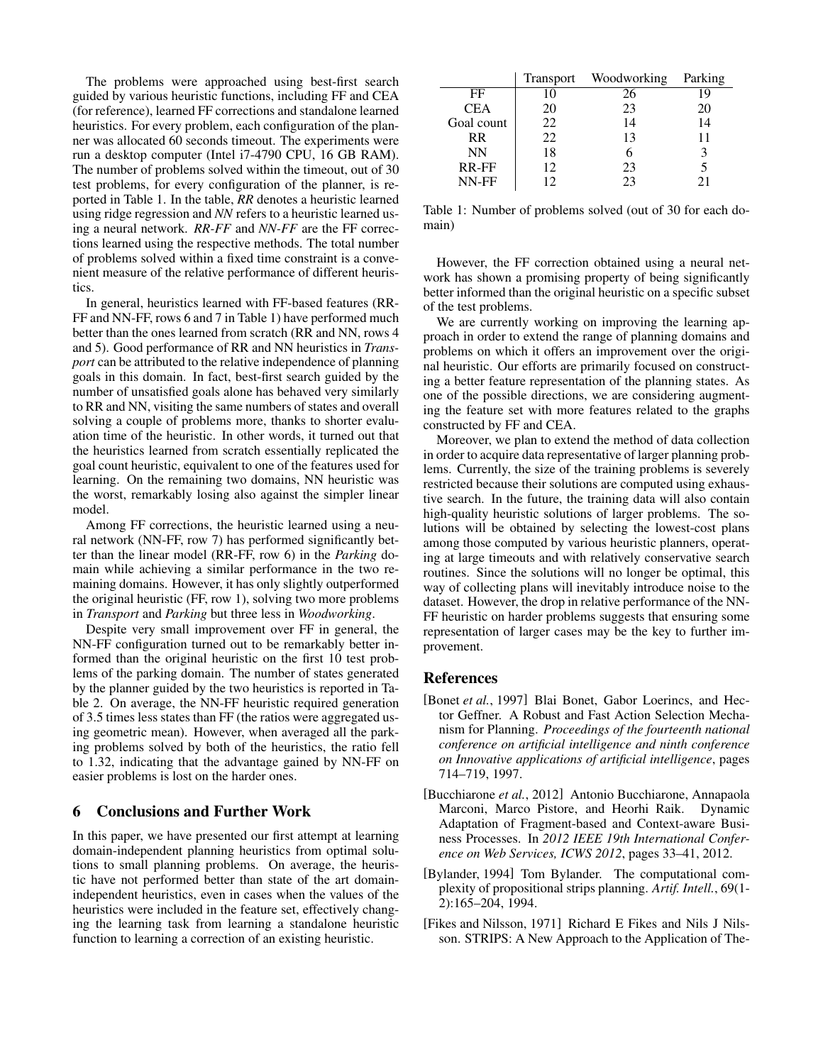The problems were approached using best-first search guided by various heuristic functions, including FF and CEA (for reference), learned FF corrections and standalone learned heuristics. For every problem, each configuration of the planner was allocated 60 seconds timeout. The experiments were run a desktop computer (Intel i7-4790 CPU, 16 GB RAM). The number of problems solved within the timeout, out of 30 test problems, for every configuration of the planner, is reported in Table 1. In the table, *RR* denotes a heuristic learned using ridge regression and *NN* refers to a heuristic learned using a neural network. *RR-FF* and *NN-FF* are the FF corrections learned using the respective methods. The total number of problems solved within a fixed time constraint is a convenient measure of the relative performance of different heuristics.

In general, heuristics learned with FF-based features (RR-FF and NN-FF, rows 6 and 7 in Table 1) have performed much better than the ones learned from scratch (RR and NN, rows 4 and 5). Good performance of RR and NN heuristics in *Transport* can be attributed to the relative independence of planning goals in this domain. In fact, best-first search guided by the number of unsatisfied goals alone has behaved very similarly to RR and NN, visiting the same numbers of states and overall solving a couple of problems more, thanks to shorter evaluation time of the heuristic. In other words, it turned out that the heuristics learned from scratch essentially replicated the goal count heuristic, equivalent to one of the features used for learning. On the remaining two domains, NN heuristic was the worst, remarkably losing also against the simpler linear model.

Among FF corrections, the heuristic learned using a neural network (NN-FF, row 7) has performed significantly better than the linear model (RR-FF, row 6) in the *Parking* domain while achieving a similar performance in the two remaining domains. However, it has only slightly outperformed the original heuristic (FF, row 1), solving two more problems in *Transport* and *Parking* but three less in *Woodworking*.

Despite very small improvement over FF in general, the NN-FF configuration turned out to be remarkably better informed than the original heuristic on the first 10 test problems of the parking domain. The number of states generated by the planner guided by the two heuristics is reported in Table 2. On average, the NN-FF heuristic required generation of 3.5 times less states than FF (the ratios were aggregated using geometric mean). However, when averaged all the parking problems solved by both of the heuristics, the ratio fell to 1.32, indicating that the advantage gained by NN-FF on easier problems is lost on the harder ones.

## 6 Conclusions and Further Work

In this paper, we have presented our first attempt at learning domain-independent planning heuristics from optimal solutions to small planning problems. On average, the heuristic have not performed better than state of the art domain-independent heuristics, even in cases when the values of the heuristics were included in the feature set, effectively changing the learning task from learning a standalone heuristic function to learning a correction of an existing heuristic.

|  | Transport | Woodworking | Parking |
|---|---|---|---|
| FF | 10 | 26 | 19 |
| CEA | 20 | 23 | 20 |
| Goal count | 22 | 14 | 14 |
| RR | 22 | 13 | 11 |
| NN | 18 | 6 | 3 |
| RR-FF | 12 | 23 | 5 |
| NN-FF | 12 | 23 | 21 |

Table 1: Number of problems solved (out of 30 for each domain)

However, the FF correction obtained using a neural network has shown a promising property of being significantly better informed than the original heuristic on a specific subset of the test problems.

We are currently working on improving the learning approach in order to extend the range of planning domains and problems on which it offers an improvement over the original heuristic. Our efforts are primarily focused on constructing a better feature representation of the planning states. As one of the possible directions, we are considering augmenting the feature set with more features related to the graphs constructed by FF and CEA.

Moreover, we plan to extend the method of data collection in order to acquire data representative of larger planning problems. Currently, the size of the training problems is severely restricted because their solutions are computed using exhaustive search. In the future, the training data will also contain high-quality heuristic solutions of larger problems. The solutions will be obtained by selecting the lowest-cost plans among those computed by various heuristic planners, operating at large timeouts and with relatively conservative search routines. Since the solutions will no longer be optimal, this way of collecting plans will inevitably introduce noise to the dataset. However, the drop in relative performance of the NN-FF heuristic on harder problems suggests that ensuring some representation of larger cases may be the key to further improvement.

## References

[Bonet *et al.*, 1997] Blai Bonet, Gabor Loerincs, and Hector Geffner. A Robust and Fast Action Selection Mechanism for Planning. *Proceedings of the fourteenth national conference on artificial intelligence and ninth conference on Innovative applications of artificial intelligence*, pages 714–719, 1997.

[Bucchiarone *et al.*, 2012] Antonio Bucchiarone, Annapaola Marconi, Marco Pistore, and Heorhi Raik. Dynamic Adaptation of Fragment-based and Context-aware Business Processes. In *2012 IEEE 19th International Conference on Web Services, ICWS 2012*, pages 33–41, 2012.

[Bylander, 1994] Tom Bylander. The computational complexity of propositional strips planning. *Artif. Intell.*, 69(1-2):165–204, 1994.

[Fikes and Nilsson, 1971] Richard E Fikes and Nils J Nilsson. STRIPS: A New Approach to the Application of The-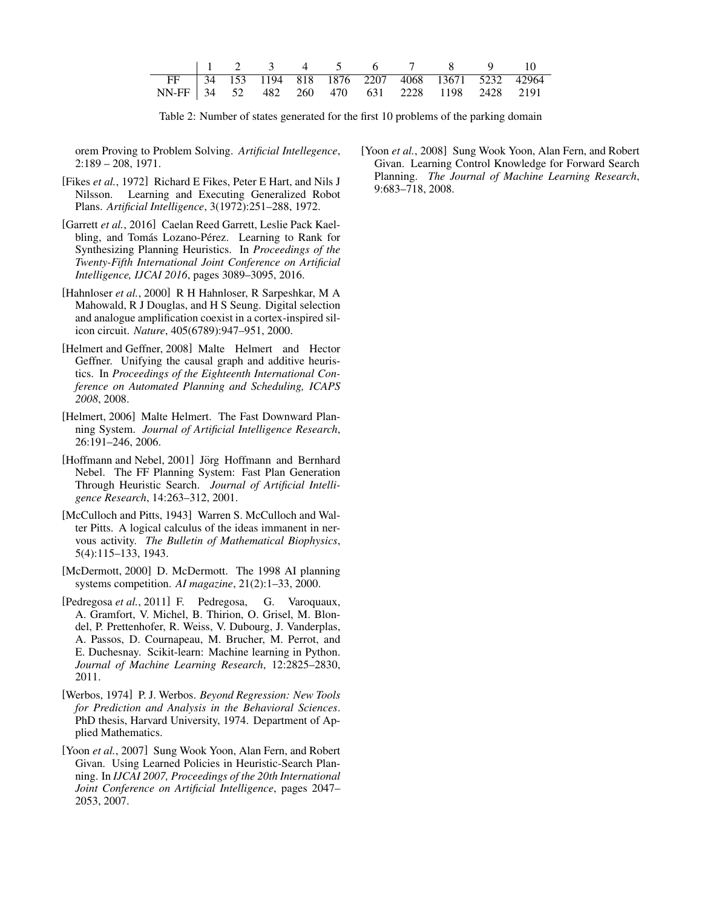| | 1 | 2 | 3 | 4 | 5 | 6 | 7 | 8 | 9 | 10 |
|---|---|---|---|---|---|---|---|---|---|---|
| FF | 34 | 153 | 1194 | 818 | 1876 | 2207 | 4068 | 13671 | 5232 | 42964 |
| NN-FF | 34 | 52 | 482 | 260 | 470 | 631 | 2228 | 1198 | 2428 | 2191 |

Table 2: Number of states generated for the first 10 problems of the parking domain

orem Proving to Problem Solving. *Artificial Intellegence*, 2:189 – 208, 1971.

[Fikes *et al.*, 1972] Richard E Fikes, Peter E Hart, and Nils J Nilsson. Learning and Executing Generalized Robot Plans. *Artificial Intelligence*, 3(1972):251–288, 1972.

[Garrett *et al.*, 2016] Caelan Reed Garrett, Leslie Pack Kaelbling, and Tomás Lozano-Pérez. Learning to Rank for Synthesizing Planning Heuristics. In *Proceedings of the Twenty-Fifth International Joint Conference on Artificial Intelligence, IJCAI 2016*, pages 3089–3095, 2016.

[Hahnloser *et al.*, 2000] R H Hahnloser, R Sarpeshkar, M A Mahowald, R J Douglas, and H S Seung. Digital selection and analogue amplification coexist in a cortex-inspired silicon circuit. *Nature*, 405(6789):947–951, 2000.

[Helmert and Geffner, 2008] Malte Helmert and Hector Geffner. Unifying the causal graph and additive heuristics. In *Proceedings of the Eighteenth International Conference on Automated Planning and Scheduling, ICAPS 2008*, 2008.

[Helmert, 2006] Malte Helmert. The Fast Downward Planning System. *Journal of Artificial Intelligence Research*, 26:191–246, 2006.

[Hoffmann and Nebel, 2001] Jörg Hoffmann and Bernhard Nebel. The FF Planning System: Fast Plan Generation Through Heuristic Search. *Journal of Artificial Intelligence Research*, 14:263–312, 2001.

[McCulloch and Pitts, 1943] Warren S. McCulloch and Walter Pitts. A logical calculus of the ideas immanent in nervous activity. *The Bulletin of Mathematical Biophysics*, 5(4):115–133, 1943.

[McDermott, 2000] D. McDermott. The 1998 AI planning systems competition. *AI magazine*, 21(2):1–33, 2000.

[Pedregosa *et al.*, 2011] F. Pedregosa, G. Varoquaux, A. Gramfort, V. Michel, B. Thirion, O. Grisel, M. Blondel, P. Prettenhofer, R. Weiss, V. Dubourg, J. Vanderplas, A. Passos, D. Cournapeau, M. Brucher, M. Perrot, and E. Duchesnay. Scikit-learn: Machine learning in Python. *Journal of Machine Learning Research*, 12:2825–2830, 2011.

[Werbos, 1974] P. J. Werbos. *Beyond Regression: New Tools for Prediction and Analysis in the Behavioral Sciences*. PhD thesis, Harvard University, 1974. Department of Applied Mathematics.

[Yoon *et al.*, 2007] Sung Wook Yoon, Alan Fern, and Robert Givan. Using Learned Policies in Heuristic-Search Planning. In *IJCAI 2007, Proceedings of the 20th International Joint Conference on Artificial Intelligence*, pages 2047–2053, 2007.

[Yoon *et al.*, 2008] Sung Wook Yoon, Alan Fern, and Robert Givan. Learning Control Knowledge for Forward Search Planning. *The Journal of Machine Learning Research*, 9:683–718, 2008.